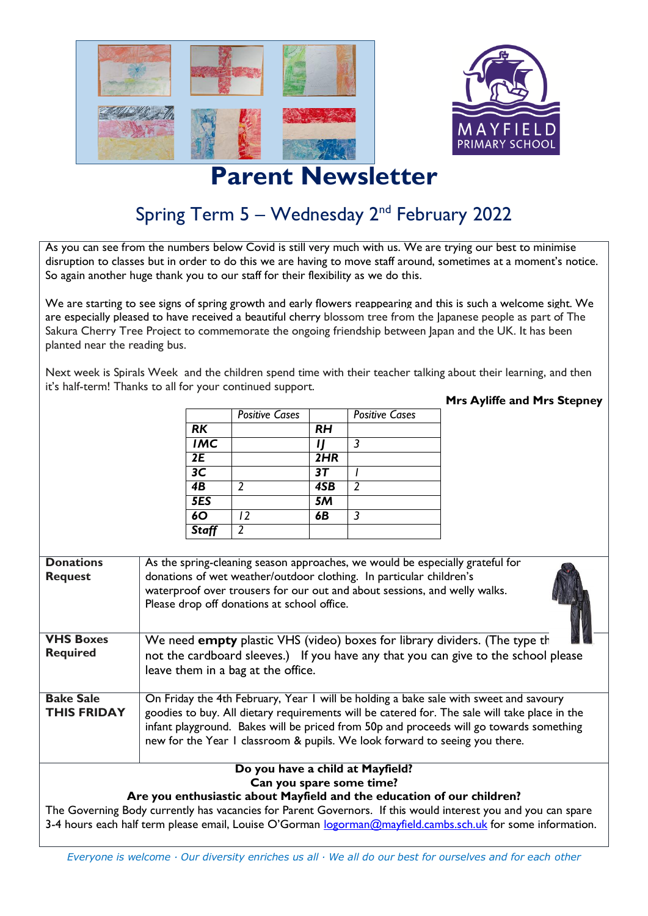# Parent Newsletter

## Spring Term 5 – Wednesday 2nd February 2022

As you can see from the numbers below Covid is still very much with us. We are trying our best to minimise disruption to classes but in order to do this we are having to move staff around, sometimes at a moment's notice. So again another huge thank you to our staff for their flexibility as we do this.

We are starting to see signs of spring growth and early flowers reappearing and this is such a welcome sight. We are especially pleased to have received a beautiful cherry blossom tree from the Japanese people as part of The Sakura Cherry Tree Project to commemorate the ongoing friendship between Japan and the UK. It has been planted near the reading bus.

Next week is Spirals Week and the children spend time with their teacher talking about their learning, and then it's half-term! Thanks to all for your continued support.

**Mrs Ayliffe and Mrs Stepney**

| | *Positive Cases* | | *Positive Cases* |
|---|---|---|---|
| ***RK*** | | ***RH*** | |
| ***IMC*** | | ***IJ*** | *3* |
| ***2E*** | | ***2HR*** | |
| ***3C*** | | ***3T*** | *1* |
| ***4B*** | *2* | ***4SB*** | *2* |
| ***5ES*** | | ***5M*** | |
| ***6O*** | *12* | ***6B*** | *3* |
| ***Staff*** | *2* | | |

**Donations Request**

As the spring-cleaning season approaches, we would be especially grateful for donations of wet weather/outdoor clothing. In particular children's waterproof over trousers for our out and about sessions, and welly walks. Please drop off donations at school office.

**VHS Boxes Required**

We need **empty** plastic VHS (video) boxes for library dividers. (The type th not the cardboard sleeves.) If you have any that you can give to the school please leave them in a bag at the office.

**Bake Sale THIS FRIDAY**

On Friday the 4th February, Year 1 will be holding a bake sale with sweet and savoury goodies to buy. All dietary requirements will be catered for. The sale will take place in the infant playground. Bakes will be priced from 50p and proceeds will go towards something new for the Year 1 classroom & pupils. We look forward to seeing you there.

**Do you have a child at Mayfield?**
**Can you spare some time?**
**Are you enthusiastic about Mayfield and the education of our children?**

The Governing Body currently has vacancies for Parent Governors. If this would interest you and you can spare 3-4 hours each half term please email, Louise O'Gorman logorman@mayfield.cambs.sch.uk for some information.

*Everyone is welcome · Our diversity enriches us all · We all do our best for ourselves and for each other*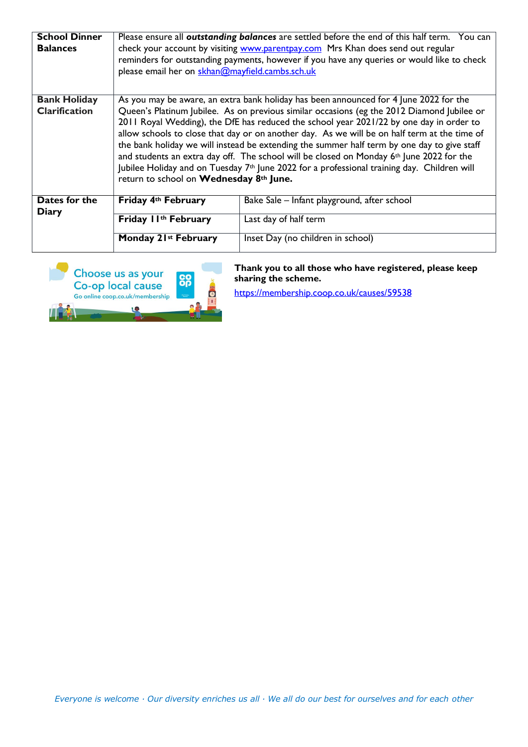| | | |
|---|---|---|
| **School Dinner Balances** | Please ensure all ***outstanding balances*** are settled before the end of this half term. You can check your account by visiting www.parentpay.com Mrs Khan does send out regular reminders for outstanding payments, however if you have any queries or would like to check please email her on skhan@mayfield.cambs.sch.uk | |
| **Bank Holiday Clarification** | As you may be aware, an extra bank holiday has been announced for 4 June 2022 for the Queen's Platinum Jubilee. As on previous similar occasions (eg the 2012 Diamond Jubilee or 2011 Royal Wedding), the DfE has reduced the school year 2021/22 by one day in order to allow schools to close that day or on another day. As we will be on half term at the time of the bank holiday we will instead be extending the summer half term by one day to give staff and students an extra day off. The school will be closed on Monday 6th June 2022 for the Jubilee Holiday and on Tuesday 7th June 2022 for a professional training day. Children will return to school on **Wednesday 8th June.** | |
| **Dates for the Diary** | **Friday 4th February** | Bake Sale – Infant playground, after school |
| | **Friday 11th February** | Last day of half term |
| | **Monday 21st February** | Inset Day (no children in school) |

Choose us as your Co-op local cause
Go online coop.co.uk/membership

**Thank you to all those who have registered, please keep sharing the scheme.**

https://membership.coop.co.uk/causes/59538

*Everyone is welcome · Our diversity enriches us all · We all do our best for ourselves and for each other*